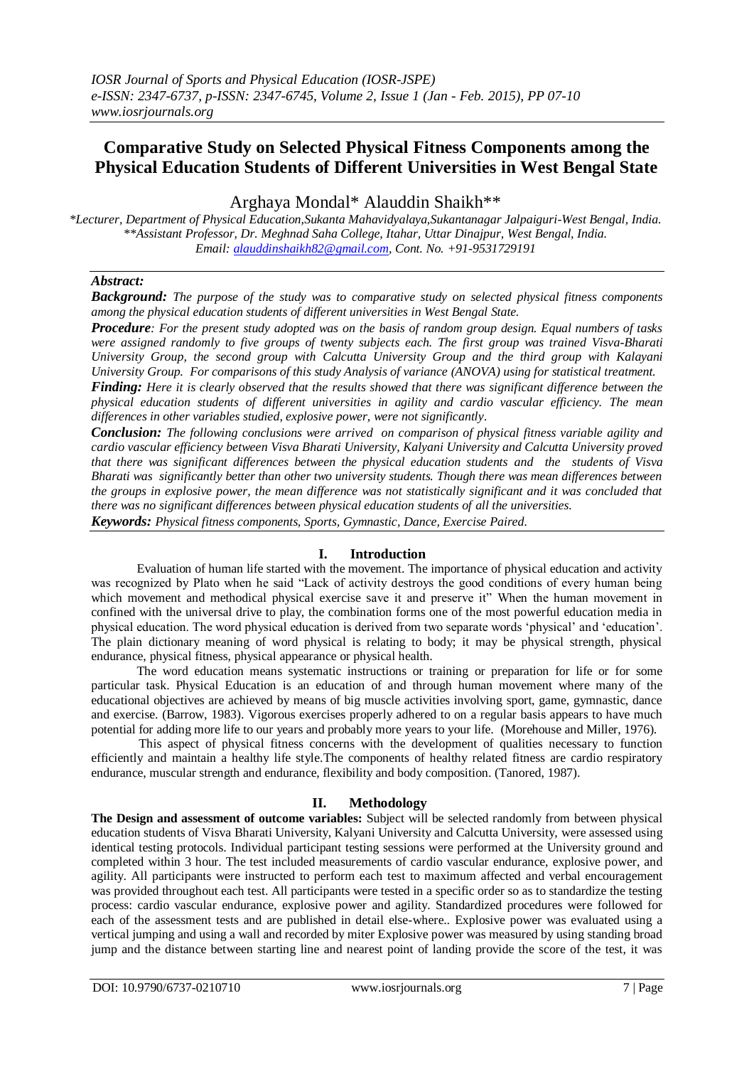# Comparative Study on Selected Physical Fitness Components among the Physical Education Students of Different Universities in West Bengal State

Arghaya Mondal* Alauddin Shaikh**

*\*Lecturer, Department of Physical Education,Sukanta Mahavidyalaya,Sukantanagar Jalpaiguri-West Bengal, India.*
*\*\*Assistant Professor, Dr. Meghnad Saha College, Itahar, Uttar Dinajpur, West Bengal, India.*
*Email: alauddinshaikh82@gmail.com, Cont. No. +91-9531729191*

## Abstract:

***Background:*** *The purpose of the study was to comparative study on selected physical fitness components among the physical education students of different universities in West Bengal State.*

***Procedure****: For the present study adopted was on the basis of random group design. Equal numbers of tasks were assigned randomly to five groups of twenty subjects each. The first group was trained Visva-Bharati University Group, the second group with Calcutta University Group and the third group with Kalayani University Group. For comparisons of this study Analysis of variance (ANOVA) using for statistical treatment.*

***Finding:*** *Here it is clearly observed that the results showed that there was significant difference between the physical education students of different universities in agility and cardio vascular efficiency. The mean differences in other variables studied, explosive power, were not significantly.*

***Conclusion:*** *The following conclusions were arrived on comparison of physical fitness variable agility and cardio vascular efficiency between Visva Bharati University, Kalyani University and Calcutta University proved that there was significant differences between the physical education students and the students of Visva Bharati was significantly better than other two university students. Though there was mean differences between the groups in explosive power, the mean difference was not statistically significant and it was concluded that there was no significant differences between physical education students of all the universities.*

***Keywords:*** *Physical fitness components, Sports, Gymnastic, Dance, Exercise Paired.*

## I. Introduction

Evaluation of human life started with the movement. The importance of physical education and activity was recognized by Plato when he said "Lack of activity destroys the good conditions of every human being which movement and methodical physical exercise save it and preserve it" When the human movement in confined with the universal drive to play, the combination forms one of the most powerful education media in physical education. The word physical education is derived from two separate words 'physical' and 'education'. The plain dictionary meaning of word physical is relating to body; it may be physical strength, physical endurance, physical fitness, physical appearance or physical health.

The word education means systematic instructions or training or preparation for life or for some particular task. Physical Education is an education of and through human movement where many of the educational objectives are achieved by means of big muscle activities involving sport, game, gymnastic, dance and exercise. (Barrow, 1983). Vigorous exercises properly adhered to on a regular basis appears to have much potential for adding more life to our years and probably more years to your life. (Morehouse and Miller, 1976).

This aspect of physical fitness concerns with the development of qualities necessary to function efficiently and maintain a healthy life style.The components of healthy related fitness are cardio respiratory endurance, muscular strength and endurance, flexibility and body composition. (Tanored, 1987).

## II. Methodology

**The Design and assessment of outcome variables:** Subject will be selected randomly from between physical education students of Visva Bharati University, Kalyani University and Calcutta University, were assessed using identical testing protocols. Individual participant testing sessions were performed at the University ground and completed within 3 hour. The test included measurements of cardio vascular endurance, explosive power, and agility. All participants were instructed to perform each test to maximum affected and verbal encouragement was provided throughout each test. All participants were tested in a specific order so as to standardize the testing process: cardio vascular endurance, explosive power and agility. Standardized procedures were followed for each of the assessment tests and are published in detail else-where.. Explosive power was evaluated using a vertical jumping and using a wall and recorded by miter Explosive power was measured by using standing broad jump and the distance between starting line and nearest point of landing provide the score of the test, it was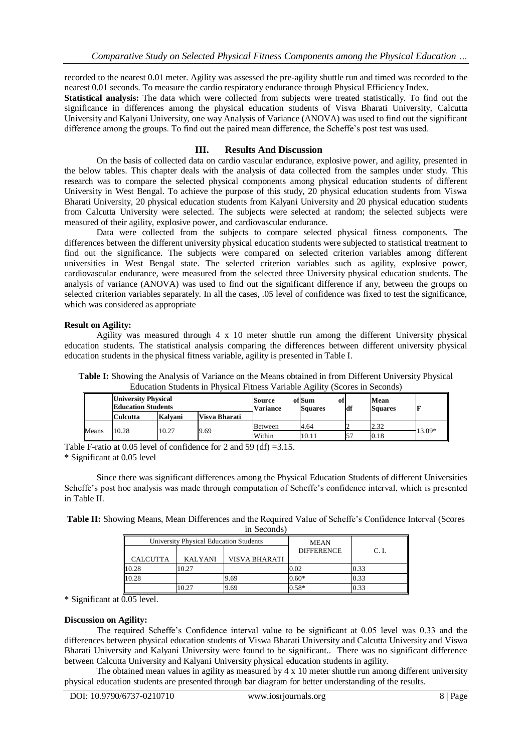recorded to the nearest 0.01 meter. Agility was assessed the pre-agility shuttle run and timed was recorded to the nearest 0.01 seconds. To measure the cardio respiratory endurance through Physical Efficiency Index.

**Statistical analysis:** The data which were collected from subjects were treated statistically. To find out the significance in differences among the physical education students of Visva Bharati University, Calcutta University and Kalyani University, one way Analysis of Variance (ANOVA) was used to find out the significant difference among the groups. To find out the paired mean difference, the Scheffe's post test was used.

## III. Results And Discussion

On the basis of collected data on cardio vascular endurance, explosive power, and agility, presented in the below tables. This chapter deals with the analysis of data collected from the samples under study. This research was to compare the selected physical components among physical education students of different University in West Bengal. To achieve the purpose of this study, 20 physical education students from Viswa Bharati University, 20 physical education students from Kalyani University and 20 physical education students from Calcutta University were selected. The subjects were selected at random; the selected subjects were measured of their agility, explosive power, and cardiovascular endurance.

Data were collected from the subjects to compare selected physical fitness components. The differences between the different university physical education students were subjected to statistical treatment to find out the significance. The subjects were compared on selected criterion variables among different universities in West Bengal state. The selected criterion variables such as agility, explosive power, cardiovascular endurance, were measured from the selected three University physical education students. The analysis of variance (ANOVA) was used to find out the significant difference if any, between the groups on selected criterion variables separately. In all the cases, .05 level of confidence was fixed to test the significance, which was considered as appropriate

**Result on Agility:**

Agility was measured through 4 x 10 meter shuttle run among the different University physical education students. The statistical analysis comparing the differences between different university physical education students in the physical fitness variable, agility is presented in Table I.

**Table I:** Showing the Analysis of Variance on the Means obtained in from Different University Physical Education Students in Physical Fitness Variable Agility (Scores in Seconds)

| | University Physical Education Students | | | Source of Variance | Sum of Squares | df | Mean Squares | F |
|---|---|---|---|---|---|---|---|---|
| | Culcutta | Kalyani | Visva Bharati | | | | | |
| Means | 10.28 | 10.27 | 9.69 | Between | 4.64 | 2 | 2.32 | 13.09* |
| | | | | Within | 10.11 | 57 | 0.18 | |

Table F-ratio at 0.05 level of confidence for 2 and 59 (df) =3.15.

\* Significant at 0.05 level

Since there was significant differences among the Physical Education Students of different Universities Scheffe's post hoc analysis was made through computation of Scheffe's confidence interval, which is presented in Table II.

**Table II:** Showing Means, Mean Differences and the Required Value of Scheffe's Confidence Interval (Scores in Seconds)

| University Physical Education Students | | | MEAN DIFFERENCE | C. I. |
|---|---|---|---|---|
| CALCUTTA | KALYANI | VISVA BHARATI | | |
| 10.28 | 10.27 | | 0.02 | 0.33 |
| 10.28 | | 9.69 | 0.60* | 0.33 |
| | 10.27 | 9.69 | 0.58* | 0.33 |

\* Significant at 0.05 level.

**Discussion on Agility:**

The required Scheffe's Confidence interval value to be significant at 0.05 level was 0.33 and the differences between physical education students of Viswa Bharati University and Calcutta University and Viswa Bharati University and Kalyani University were found to be significant.. There was no significant difference between Calcutta University and Kalyani University physical education students in agility.

The obtained mean values in agility as measured by 4 x 10 meter shuttle run among different university physical education students are presented through bar diagram for better understanding of the results.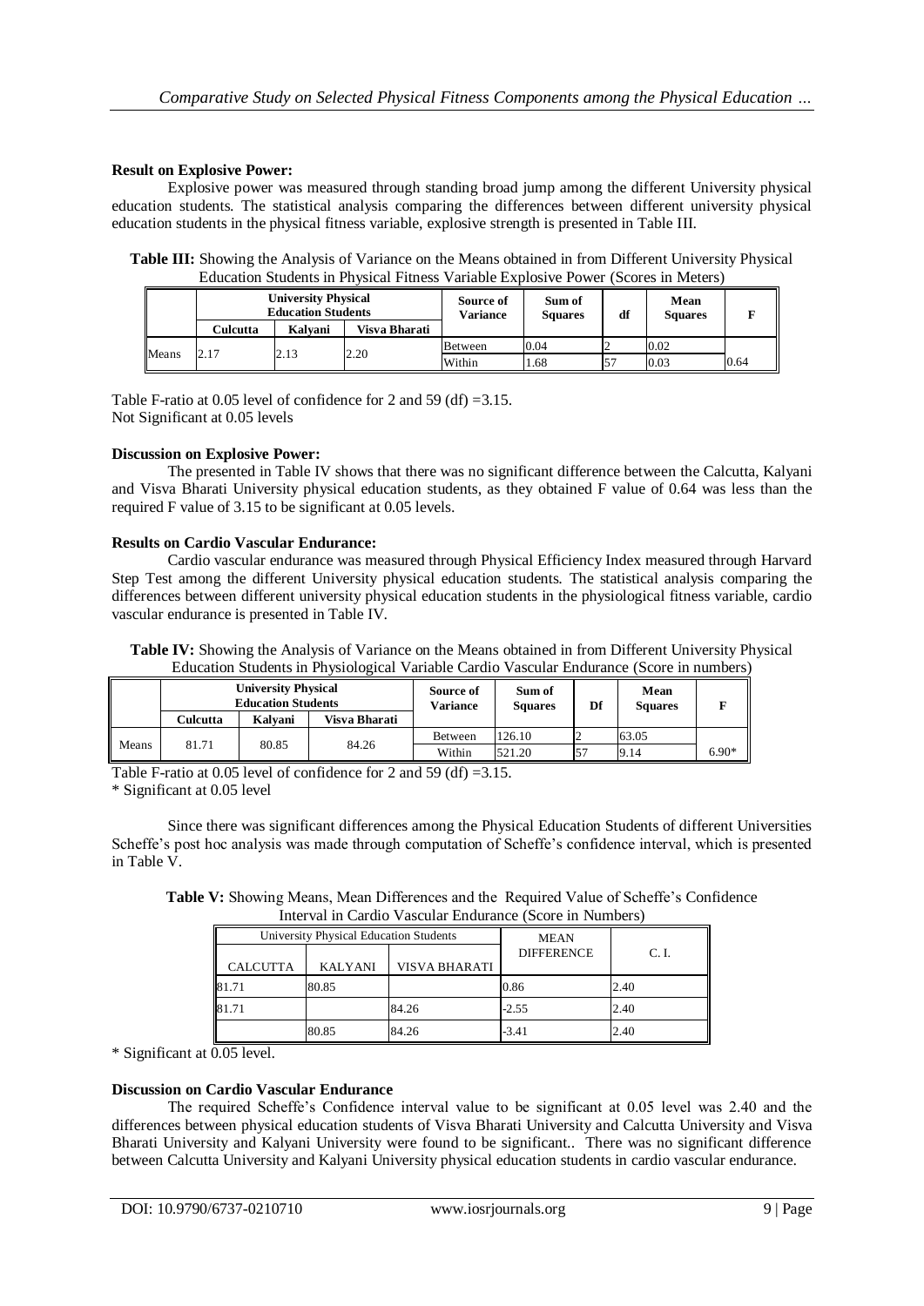**Result on Explosive Power:**

Explosive power was measured through standing broad jump among the different University physical education students. The statistical analysis comparing the differences between different university physical education students in the physical fitness variable, explosive strength is presented in Table III.

**Table III:** Showing the Analysis of Variance on the Means obtained in from Different University Physical Education Students in Physical Fitness Variable Explosive Power (Scores in Meters)

| | University Physical Education Students | | | Source of Variance | Sum of Squares | df | Mean Squares | F |
|---|---|---|---|---|---|---|---|---|
| | Culcutta | Kalyani | Visva Bharati | | | | | |
| Means | 2.17 | 2.13 | 2.20 | Between | 0.04 | 2 | 0.02 | 0.64 |
| | | | | Within | 1.68 | 57 | 0.03 | |

Table F-ratio at 0.05 level of confidence for 2 and 59 (df) =3.15.
Not Significant at 0.05 levels

**Discussion on Explosive Power:**

The presented in Table IV shows that there was no significant difference between the Calcutta, Kalyani and Visva Bharati University physical education students, as they obtained F value of 0.64 was less than the required F value of 3.15 to be significant at 0.05 levels.

**Results on Cardio Vascular Endurance:**

Cardio vascular endurance was measured through Physical Efficiency Index measured through Harvard Step Test among the different University physical education students. The statistical analysis comparing the differences between different university physical education students in the physiological fitness variable, cardio vascular endurance is presented in Table IV.

**Table IV:** Showing the Analysis of Variance on the Means obtained in from Different University Physical Education Students in Physiological Variable Cardio Vascular Endurance (Score in numbers)

| | University Physical Education Students | | | Source of Variance | Sum of Squares | Df | Mean Squares | F |
|---|---|---|---|---|---|---|---|---|
| | Culcutta | Kalyani | Visva Bharati | | | | | |
| Means | 81.71 | 80.85 | 84.26 | Between | 126.10 | 2 | 63.05 | 6.90* |
| | | | | Within | 521.20 | 57 | 9.14 | |

Table F-ratio at 0.05 level of confidence for 2 and 59 (df) =3.15.
* Significant at 0.05 level

Since there was significant differences among the Physical Education Students of different Universities Scheffe's post hoc analysis was made through computation of Scheffe's confidence interval, which is presented in Table V.

**Table V:** Showing Means, Mean Differences and the Required Value of Scheffe's Confidence Interval in Cardio Vascular Endurance (Score in Numbers)

| University Physical Education Students | | | MEAN DIFFERENCE | C. I. |
|---|---|---|---|---|
| CALCUTTA | KALYANI | VISVA BHARATI | | |
| 81.71 | 80.85 | | 0.86 | 2.40 |
| 81.71 | | 84.26 | -2.55 | 2.40 |
| | 80.85 | 84.26 | -3.41 | 2.40 |

* Significant at 0.05 level.

**Discussion on Cardio Vascular Endurance**

The required Scheffe's Confidence interval value to be significant at 0.05 level was 2.40 and the differences between physical education students of Visva Bharati University and Calcutta University and Visva Bharati University and Kalyani University were found to be significant.. There was no significant difference between Calcutta University and Kalyani University physical education students in cardio vascular endurance.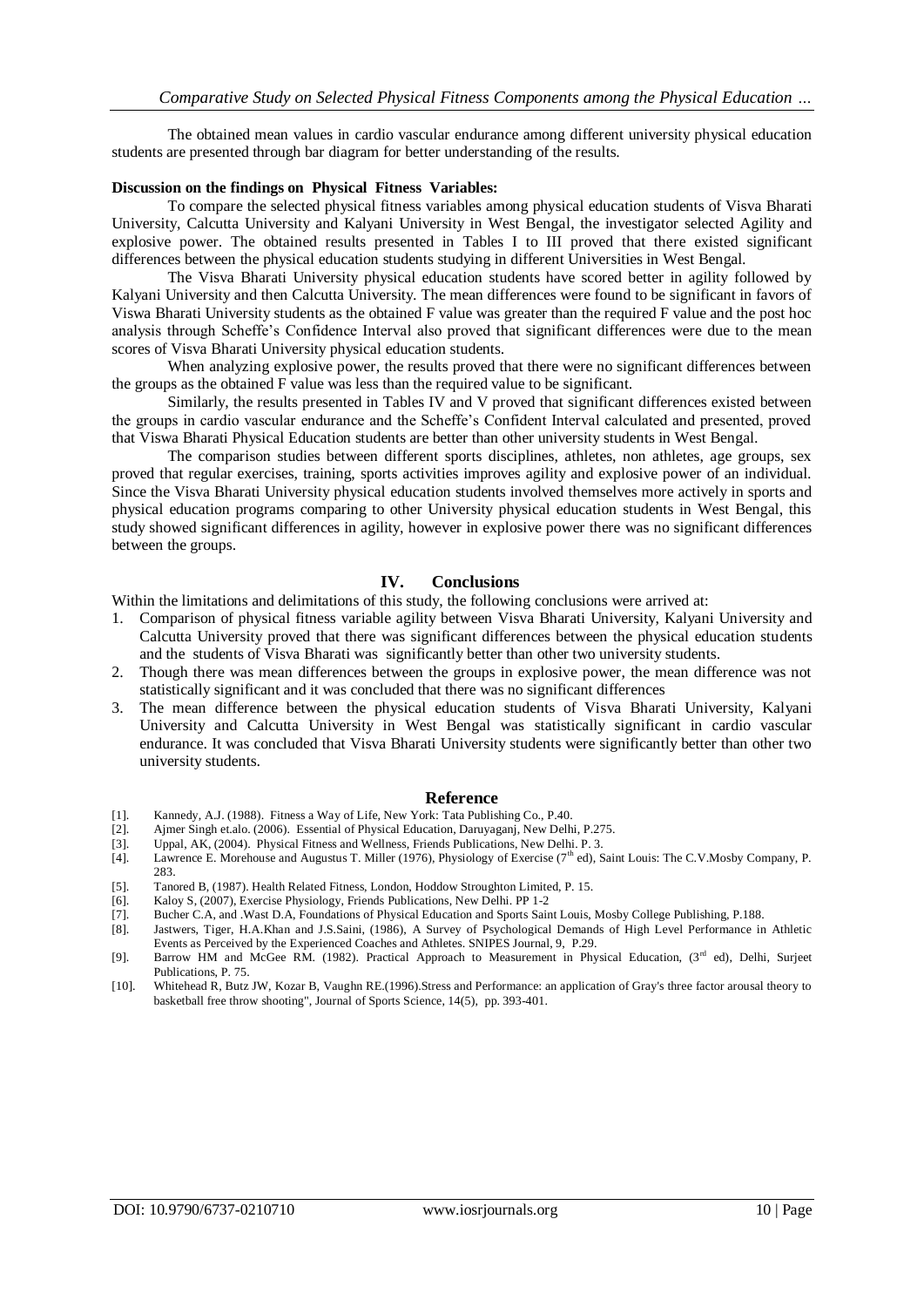The obtained mean values in cardio vascular endurance among different university physical education students are presented through bar diagram for better understanding of the results.

**Discussion on the findings on Physical Fitness Variables:**

To compare the selected physical fitness variables among physical education students of Visva Bharati University, Calcutta University and Kalyani University in West Bengal, the investigator selected Agility and explosive power. The obtained results presented in Tables I to III proved that there existed significant differences between the physical education students studying in different Universities in West Bengal.

The Visva Bharati University physical education students have scored better in agility followed by Kalyani University and then Calcutta University. The mean differences were found to be significant in favors of Viswa Bharati University students as the obtained F value was greater than the required F value and the post hoc analysis through Scheffe's Confidence Interval also proved that significant differences were due to the mean scores of Visva Bharati University physical education students.

When analyzing explosive power, the results proved that there were no significant differences between the groups as the obtained F value was less than the required value to be significant.

Similarly, the results presented in Tables IV and V proved that significant differences existed between the groups in cardio vascular endurance and the Scheffe's Confident Interval calculated and presented, proved that Viswa Bharati Physical Education students are better than other university students in West Bengal.

The comparison studies between different sports disciplines, athletes, non athletes, age groups, sex proved that regular exercises, training, sports activities improves agility and explosive power of an individual. Since the Visva Bharati University physical education students involved themselves more actively in sports and physical education programs comparing to other University physical education students in West Bengal, this study showed significant differences in agility, however in explosive power there was no significant differences between the groups.

## IV. Conclusions

Within the limitations and delimitations of this study, the following conclusions were arrived at:

1. Comparison of physical fitness variable agility between Visva Bharati University, Kalyani University and Calcutta University proved that there was significant differences between the physical education students and the students of Visva Bharati was significantly better than other two university students.
2. Though there was mean differences between the groups in explosive power, the mean difference was not statistically significant and it was concluded that there was no significant differences
3. The mean difference between the physical education students of Visva Bharati University, Kalyani University and Calcutta University in West Bengal was statistically significant in cardio vascular endurance. It was concluded that Visva Bharati University students were significantly better than other two university students.

## Reference

[1]. Kannedy, A.J. (1988). Fitness a Way of Life, New York: Tata Publishing Co., P.40.

[2]. Ajmer Singh et.alo. (2006). Essential of Physical Education, Daruyaganj, New Delhi, P.275.

[3]. Uppal, AK, (2004). Physical Fitness and Wellness, Friends Publications, New Delhi. P. 3.

[4]. Lawrence E. Morehouse and Augustus T. Miller (1976), Physiology of Exercise (7th ed), Saint Louis: The C.V.Mosby Company, P. 283.

[5]. Tanored B, (1987). Health Related Fitness, London, Hoddow Stroughton Limited, P. 15.

[6]. Kaloy S, (2007), Exercise Physiology, Friends Publications, New Delhi. PP 1-2

[7]. Bucher C.A, and .Wast D.A, Foundations of Physical Education and Sports Saint Louis, Mosby College Publishing, P.188.

[8]. Jastwers, Tiger, H.A.Khan and J.S.Saini, (1986), A Survey of Psychological Demands of High Level Performance in Athletic Events as Perceived by the Experienced Coaches and Athletes. SNIPES Journal, 9, P.29.

[9]. Barrow HM and McGee RM. (1982). Practical Approach to Measurement in Physical Education, (3rd ed), Delhi, Surjeet Publications, P. 75.

[10]. Whitehead R, Butz JW, Kozar B, Vaughn RE.(1996).Stress and Performance: an application of Gray's three factor arousal theory to basketball free throw shooting", Journal of Sports Science, 14(5), pp. 393-401.